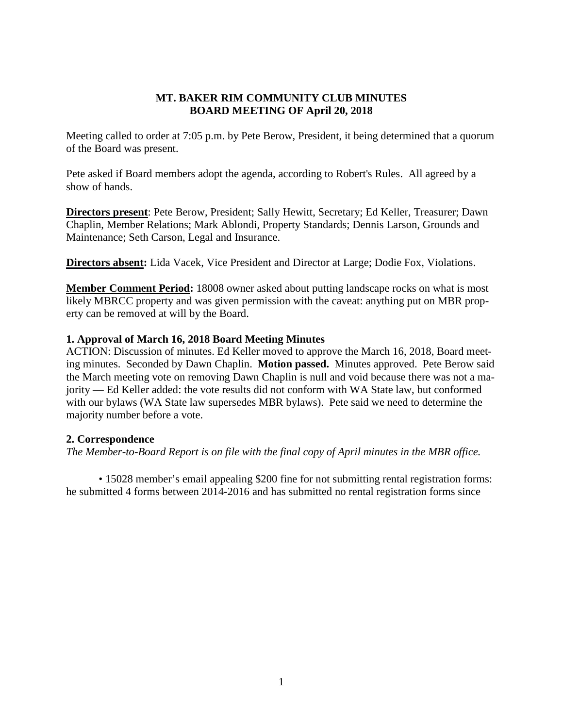**MT. BAKER RIM COMMUNITY CLUB MINUTES**
**BOARD MEETING OF April 20, 2018**

Meeting called to order at 7:05 p.m. by Pete Berow, President, it being determined that a quorum of the Board was present.

Pete asked if Board members adopt the agenda, according to Robert's Rules. All agreed by a show of hands.

**Directors present**: Pete Berow, President; Sally Hewitt, Secretary; Ed Keller, Treasurer; Dawn Chaplin, Member Relations; Mark Ablondi, Property Standards; Dennis Larson, Grounds and Maintenance; Seth Carson, Legal and Insurance.

**Directors absent:** Lida Vacek, Vice President and Director at Large; Dodie Fox, Violations.

**Member Comment Period:** 18008 owner asked about putting landscape rocks on what is most likely MBRCC property and was given permission with the caveat: anything put on MBR property can be removed at will by the Board.

**1. Approval of March 16, 2018 Board Meeting Minutes**

ACTION: Discussion of minutes. Ed Keller moved to approve the March 16, 2018, Board meeting minutes. Seconded by Dawn Chaplin. **Motion passed.** Minutes approved. Pete Berow said the March meeting vote on removing Dawn Chaplin is null and void because there was not a majority — Ed Keller added: the vote results did not conform with WA State law, but conformed with our bylaws (WA State law supersedes MBR bylaws). Pete said we need to determine the majority number before a vote.

**2. Correspondence**

*The Member-to-Board Report is on file with the final copy of April minutes in the MBR office.*

• 15028 member's email appealing $200 fine for not submitting rental registration forms: he submitted 4 forms between 2014-2016 and has submitted no rental registration forms since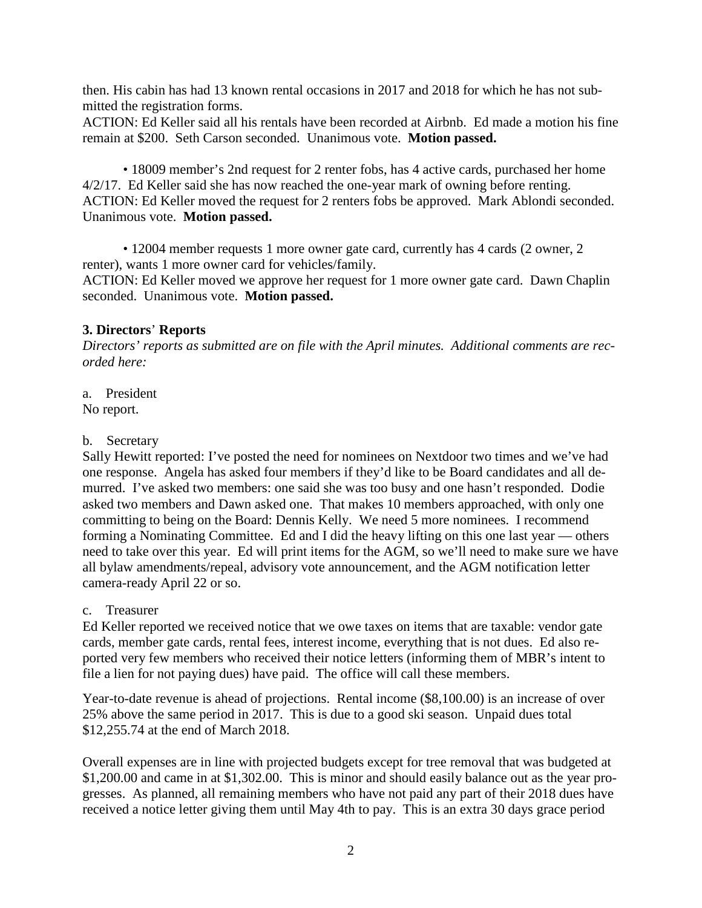then. His cabin has had 13 known rental occasions in 2017 and 2018 for which he has not submitted the registration forms.
ACTION: Ed Keller said all his rentals have been recorded at Airbnb. Ed made a motion his fine remain at $200. Seth Carson seconded. Unanimous vote. **Motion passed.**

• 18009 member's 2nd request for 2 renter fobs, has 4 active cards, purchased her home 4/2/17. Ed Keller said she has now reached the one-year mark of owning before renting.
ACTION: Ed Keller moved the request for 2 renters fobs be approved. Mark Ablondi seconded. Unanimous vote. **Motion passed.**

• 12004 member requests 1 more owner gate card, currently has 4 cards (2 owner, 2 renter), wants 1 more owner card for vehicles/family.
ACTION: Ed Keller moved we approve her request for 1 more owner gate card. Dawn Chaplin seconded. Unanimous vote. **Motion passed.**

**3. Directors' Reports**

*Directors' reports as submitted are on file with the April minutes. Additional comments are recorded here:*

a. President
No report.

b. Secretary
Sally Hewitt reported: I've posted the need for nominees on Nextdoor two times and we've had one response. Angela has asked four members if they'd like to be Board candidates and all demurred. I've asked two members: one said she was too busy and one hasn't responded. Dodie asked two members and Dawn asked one. That makes 10 members approached, with only one committing to being on the Board: Dennis Kelly. We need 5 more nominees. I recommend forming a Nominating Committee. Ed and I did the heavy lifting on this one last year — others need to take over this year. Ed will print items for the AGM, so we'll need to make sure we have all bylaw amendments/repeal, advisory vote announcement, and the AGM notification letter camera-ready April 22 or so.

c. Treasurer
Ed Keller reported we received notice that we owe taxes on items that are taxable: vendor gate cards, member gate cards, rental fees, interest income, everything that is not dues. Ed also reported very few members who received their notice letters (informing them of MBR's intent to file a lien for not paying dues) have paid. The office will call these members.

Year-to-date revenue is ahead of projections. Rental income ($8,100.00) is an increase of over 25% above the same period in 2017. This is due to a good ski season. Unpaid dues total $12,255.74 at the end of March 2018.

Overall expenses are in line with projected budgets except for tree removal that was budgeted at $1,200.00 and came in at $1,302.00. This is minor and should easily balance out as the year progresses. As planned, all remaining members who have not paid any part of their 2018 dues have received a notice letter giving them until May 4th to pay. This is an extra 30 days grace period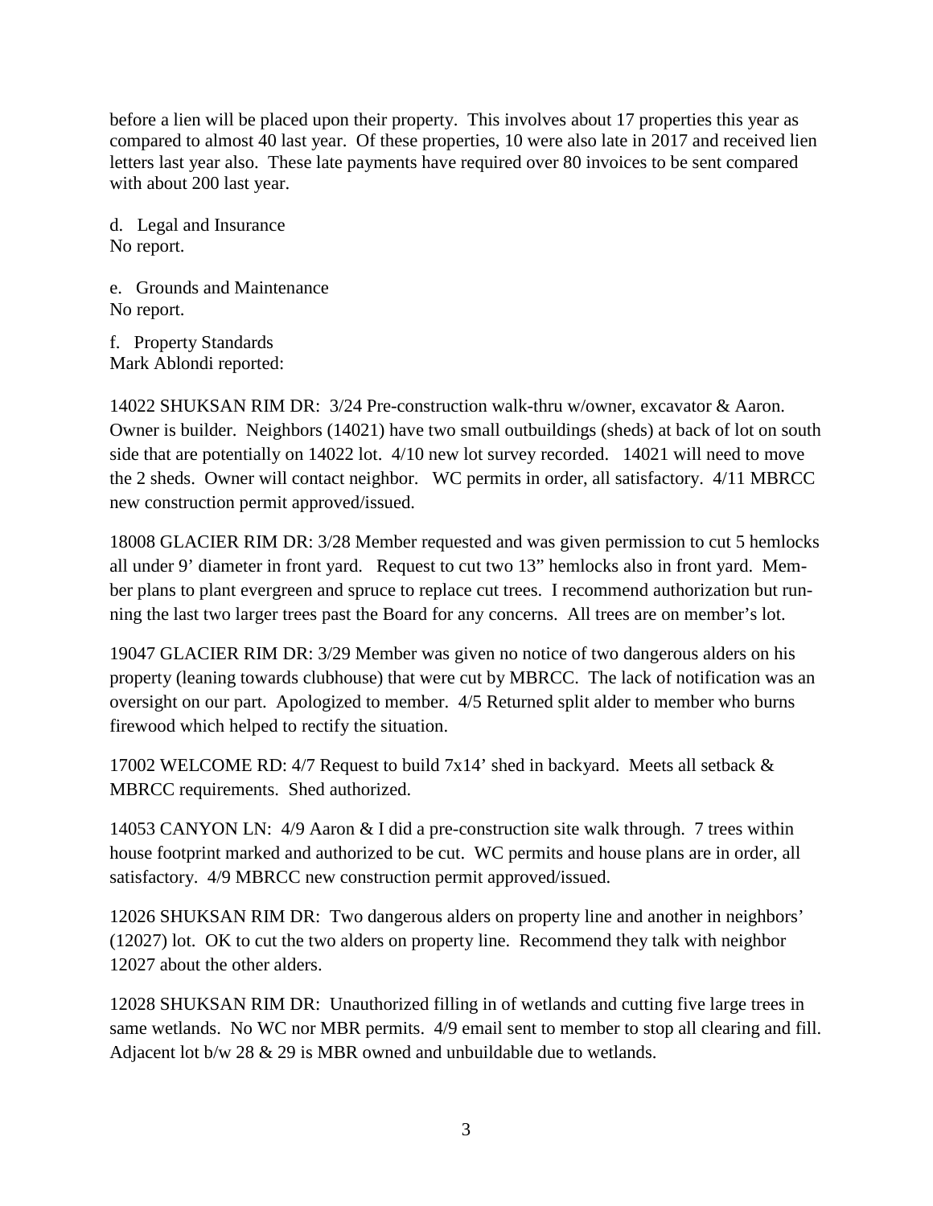before a lien will be placed upon their property. This involves about 17 properties this year as compared to almost 40 last year. Of these properties, 10 were also late in 2017 and received lien letters last year also. These late payments have required over 80 invoices to be sent compared with about 200 last year.

d. Legal and Insurance
No report.

e. Grounds and Maintenance
No report.

f. Property Standards
Mark Ablondi reported:

14022 SHUKSAN RIM DR: 3/24 Pre-construction walk-thru w/owner, excavator & Aaron. Owner is builder. Neighbors (14021) have two small outbuildings (sheds) at back of lot on south side that are potentially on 14022 lot. 4/10 new lot survey recorded. 14021 will need to move the 2 sheds. Owner will contact neighbor. WC permits in order, all satisfactory. 4/11 MBRCC new construction permit approved/issued.

18008 GLACIER RIM DR: 3/28 Member requested and was given permission to cut 5 hemlocks all under 9' diameter in front yard. Request to cut two 13" hemlocks also in front yard. Member plans to plant evergreen and spruce to replace cut trees. I recommend authorization but running the last two larger trees past the Board for any concerns. All trees are on member's lot.

19047 GLACIER RIM DR: 3/29 Member was given no notice of two dangerous alders on his property (leaning towards clubhouse) that were cut by MBRCC. The lack of notification was an oversight on our part. Apologized to member. 4/5 Returned split alder to member who burns firewood which helped to rectify the situation.

17002 WELCOME RD: 4/7 Request to build 7x14' shed in backyard. Meets all setback & MBRCC requirements. Shed authorized.

14053 CANYON LN: 4/9 Aaron & I did a pre-construction site walk through. 7 trees within house footprint marked and authorized to be cut. WC permits and house plans are in order, all satisfactory. 4/9 MBRCC new construction permit approved/issued.

12026 SHUKSAN RIM DR: Two dangerous alders on property line and another in neighbors' (12027) lot. OK to cut the two alders on property line. Recommend they talk with neighbor 12027 about the other alders.

12028 SHUKSAN RIM DR: Unauthorized filling in of wetlands and cutting five large trees in same wetlands. No WC nor MBR permits. 4/9 email sent to member to stop all clearing and fill. Adjacent lot b/w 28 & 29 is MBR owned and unbuildable due to wetlands.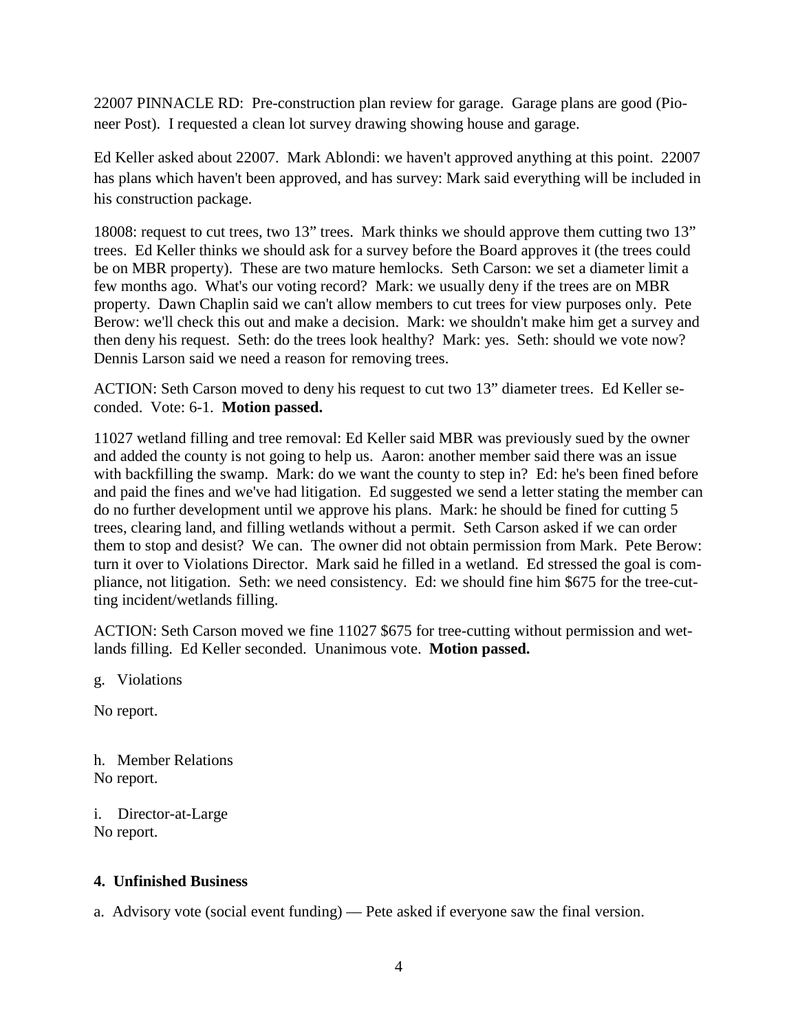22007 PINNACLE RD: Pre-construction plan review for garage. Garage plans are good (Pioneer Post). I requested a clean lot survey drawing showing house and garage.

Ed Keller asked about 22007. Mark Ablondi: we haven't approved anything at this point. 22007 has plans which haven't been approved, and has survey: Mark said everything will be included in his construction package.

18008: request to cut trees, two 13" trees. Mark thinks we should approve them cutting two 13" trees. Ed Keller thinks we should ask for a survey before the Board approves it (the trees could be on MBR property). These are two mature hemlocks. Seth Carson: we set a diameter limit a few months ago. What's our voting record? Mark: we usually deny if the trees are on MBR property. Dawn Chaplin said we can't allow members to cut trees for view purposes only. Pete Berow: we'll check this out and make a decision. Mark: we shouldn't make him get a survey and then deny his request. Seth: do the trees look healthy? Mark: yes. Seth: should we vote now? Dennis Larson said we need a reason for removing trees.

ACTION: Seth Carson moved to deny his request to cut two 13" diameter trees. Ed Keller seconded. Vote: 6-1. **Motion passed.**

11027 wetland filling and tree removal: Ed Keller said MBR was previously sued by the owner and added the county is not going to help us. Aaron: another member said there was an issue with backfilling the swamp. Mark: do we want the county to step in? Ed: he's been fined before and paid the fines and we've had litigation. Ed suggested we send a letter stating the member can do no further development until we approve his plans. Mark: he should be fined for cutting 5 trees, clearing land, and filling wetlands without a permit. Seth Carson asked if we can order them to stop and desist? We can. The owner did not obtain permission from Mark. Pete Berow: turn it over to Violations Director. Mark said he filled in a wetland. Ed stressed the goal is compliance, not litigation. Seth: we need consistency. Ed: we should fine him $675 for the tree-cutting incident/wetlands filling.

ACTION: Seth Carson moved we fine 11027 $675 for tree-cutting without permission and wetlands filling. Ed Keller seconded. Unanimous vote. **Motion passed.**

g. Violations

No report.

h. Member Relations

No report.

i. Director-at-Large

No report.

**4. Unfinished Business**

a. Advisory vote (social event funding) — Pete asked if everyone saw the final version.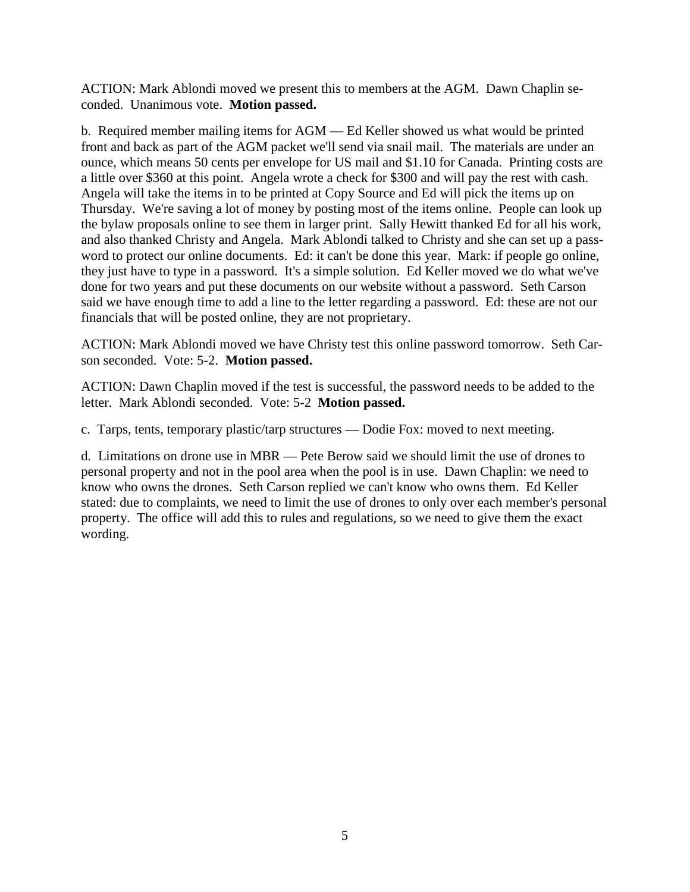ACTION: Mark Ablondi moved we present this to members at the AGM. Dawn Chaplin seconded. Unanimous vote. **Motion passed.**

b. Required member mailing items for AGM — Ed Keller showed us what would be printed front and back as part of the AGM packet we'll send via snail mail. The materials are under an ounce, which means 50 cents per envelope for US mail and $1.10 for Canada. Printing costs are a little over $360 at this point. Angela wrote a check for $300 and will pay the rest with cash. Angela will take the items in to be printed at Copy Source and Ed will pick the items up on Thursday. We're saving a lot of money by posting most of the items online. People can look up the bylaw proposals online to see them in larger print. Sally Hewitt thanked Ed for all his work, and also thanked Christy and Angela. Mark Ablondi talked to Christy and she can set up a password to protect our online documents. Ed: it can't be done this year. Mark: if people go online, they just have to type in a password. It's a simple solution. Ed Keller moved we do what we've done for two years and put these documents on our website without a password. Seth Carson said we have enough time to add a line to the letter regarding a password. Ed: these are not our financials that will be posted online, they are not proprietary.

ACTION: Mark Ablondi moved we have Christy test this online password tomorrow. Seth Carson seconded. Vote: 5-2. **Motion passed.**

ACTION: Dawn Chaplin moved if the test is successful, the password needs to be added to the letter. Mark Ablondi seconded. Vote: 5-2 **Motion passed.**

c. Tarps, tents, temporary plastic/tarp structures — Dodie Fox: moved to next meeting.

d. Limitations on drone use in MBR — Pete Berow said we should limit the use of drones to personal property and not in the pool area when the pool is in use. Dawn Chaplin: we need to know who owns the drones. Seth Carson replied we can't know who owns them. Ed Keller stated: due to complaints, we need to limit the use of drones to only over each member's personal property. The office will add this to rules and regulations, so we need to give them the exact wording.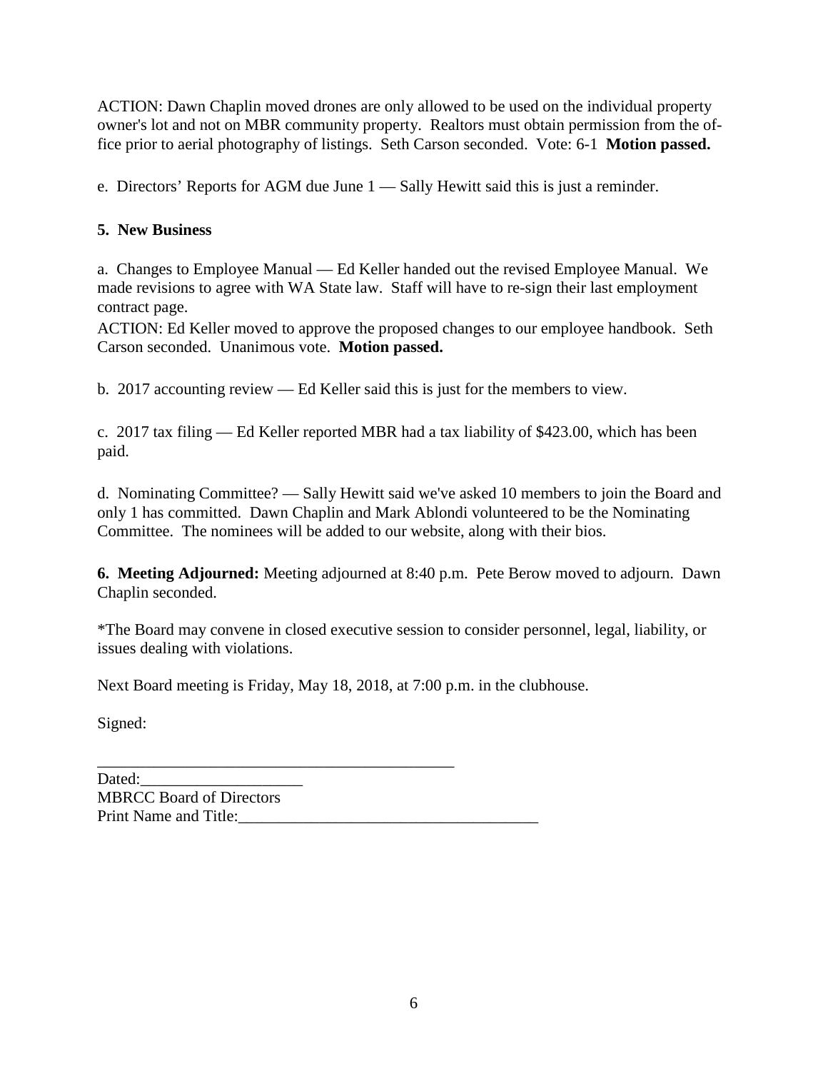ACTION: Dawn Chaplin moved drones are only allowed to be used on the individual property owner's lot and not on MBR community property. Realtors must obtain permission from the office prior to aerial photography of listings. Seth Carson seconded. Vote: 6-1 **Motion passed.**

e. Directors' Reports for AGM due June 1 — Sally Hewitt said this is just a reminder.

**5. New Business**

a. Changes to Employee Manual — Ed Keller handed out the revised Employee Manual. We made revisions to agree with WA State law. Staff will have to re-sign their last employment contract page.

ACTION: Ed Keller moved to approve the proposed changes to our employee handbook. Seth Carson seconded. Unanimous vote. **Motion passed.**

b. 2017 accounting review — Ed Keller said this is just for the members to view.

c. 2017 tax filing — Ed Keller reported MBR had a tax liability of $423.00, which has been paid.

d. Nominating Committee? — Sally Hewitt said we've asked 10 members to join the Board and only 1 has committed. Dawn Chaplin and Mark Ablondi volunteered to be the Nominating Committee. The nominees will be added to our website, along with their bios.

**6. Meeting Adjourned:** Meeting adjourned at 8:40 p.m. Pete Berow moved to adjourn. Dawn Chaplin seconded.

*The Board may convene in closed executive session to consider personnel, legal, liability, or issues dealing with violations.

Next Board meeting is Friday, May 18, 2018, at 7:00 p.m. in the clubhouse.

Signed:

______________________________________________

Dated:____________________

MBRCC Board of Directors

Print Name and Title:_____________________________________